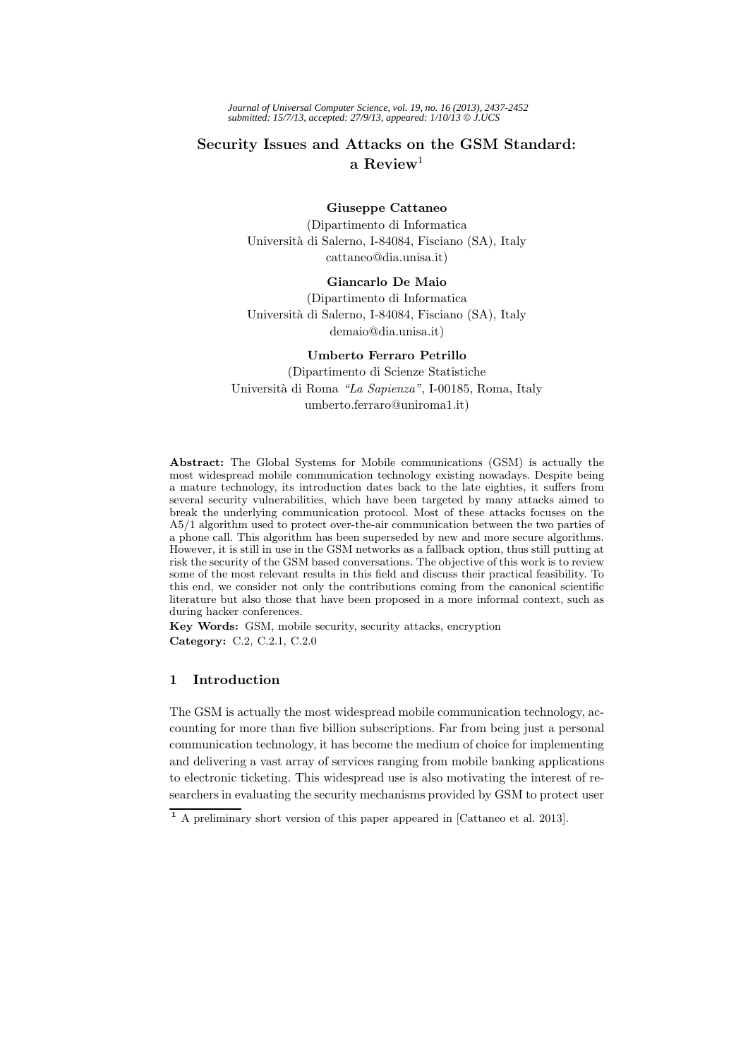# Security Issues and Attacks on the GSM Standard: a Review[1]

**Giuseppe Cattaneo**
(Dipartimento di Informatica
Università di Salerno, I-84084, Fisciano (SA), Italy
cattaneo@dia.unisa.it)

**Giancarlo De Maio**
(Dipartimento di Informatica
Università di Salerno, I-84084, Fisciano (SA), Italy
demaio@dia.unisa.it)

**Umberto Ferraro Petrillo**
(Dipartimento di Scienze Statistiche
Università di Roma *"La Sapienza"*, I-00185, Roma, Italy
umberto.ferraro@uniroma1.it)

**Abstract:** The Global Systems for Mobile communications (GSM) is actually the most widespread mobile communication technology existing nowadays. Despite being a mature technology, its introduction dates back to the late eighties, it suffers from several security vulnerabilities, which have been targeted by many attacks aimed to break the underlying communication protocol. Most of these attacks focuses on the A5/1 algorithm used to protect over-the-air communication between the two parties of a phone call. This algorithm has been superseded by new and more secure algorithms. However, it is still in use in the GSM networks as a fallback option, thus still putting at risk the security of the GSM based conversations. The objective of this work is to review some of the most relevant results in this field and discuss their practical feasibility. To this end, we consider not only the contributions coming from the canonical scientific literature but also those that have been proposed in a more informal context, such as during hacker conferences.

**Key Words:** GSM, mobile security, security attacks, encryption
**Category:** C.2, C.2.1, C.2.0

## 1 Introduction

The GSM is actually the most widespread mobile communication technology, accounting for more than five billion subscriptions. Far from being just a personal communication technology, it has become the medium of choice for implementing and delivering a vast array of services ranging from mobile banking applications to electronic ticketing. This widespread use is also motivating the interest of researchers in evaluating the security mechanisms provided by GSM to protect user

[1] A preliminary short version of this paper appeared in [Cattaneo et al. 2013].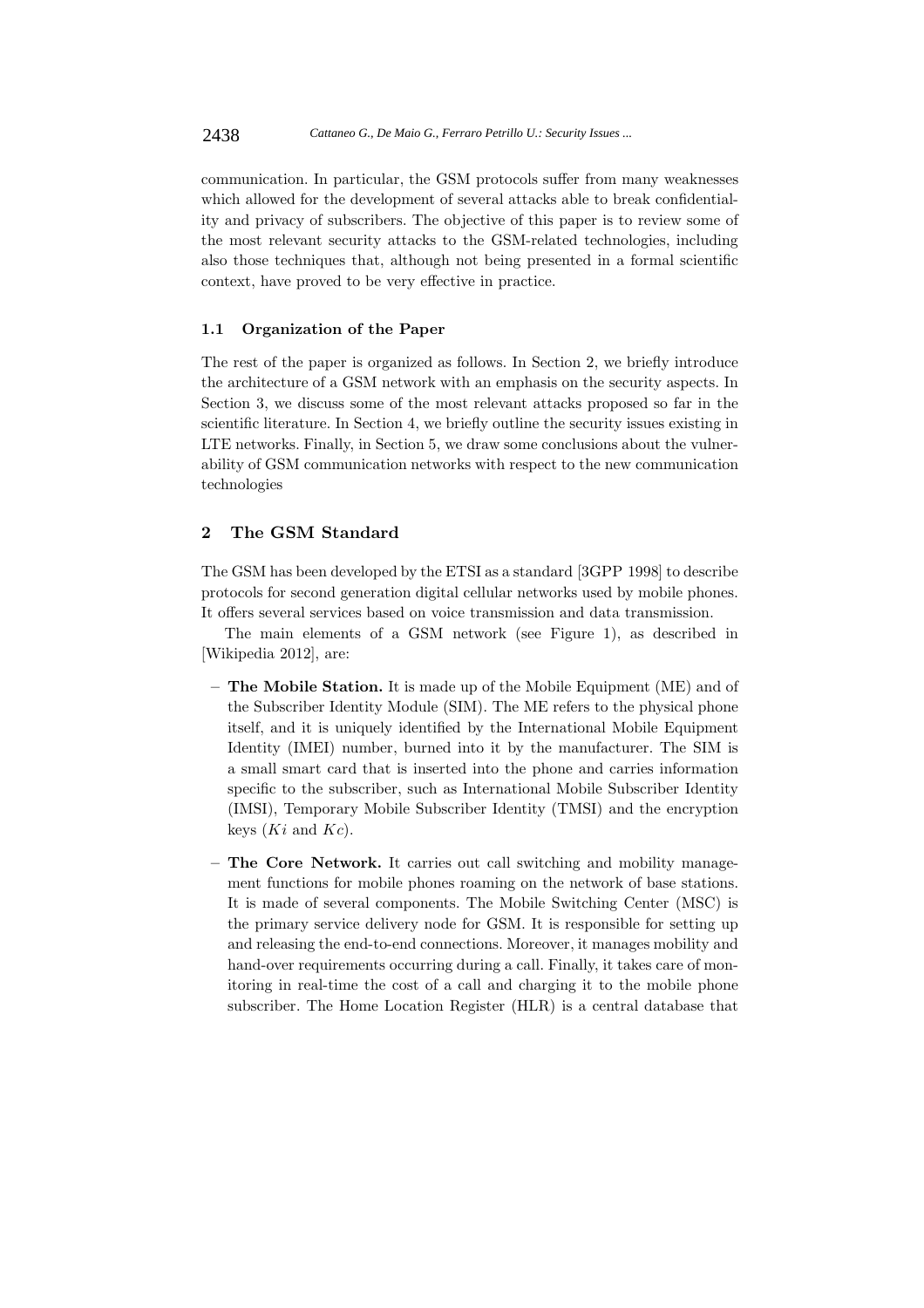communication. In particular, the GSM protocols suffer from many weaknesses which allowed for the development of several attacks able to break confidentiality and privacy of subscribers. The objective of this paper is to review some of the most relevant security attacks to the GSM-related technologies, including also those techniques that, although not being presented in a formal scientific context, have proved to be very effective in practice.

### 1.1 Organization of the Paper

The rest of the paper is organized as follows. In Section 2, we briefly introduce the architecture of a GSM network with an emphasis on the security aspects. In Section 3, we discuss some of the most relevant attacks proposed so far in the scientific literature. In Section 4, we briefly outline the security issues existing in LTE networks. Finally, in Section 5, we draw some conclusions about the vulnerability of GSM communication networks with respect to the new communication technologies

## 2 The GSM Standard

The GSM has been developed by the ETSI as a standard [3GPP 1998] to describe protocols for second generation digital cellular networks used by mobile phones. It offers several services based on voice transmission and data transmission.

The main elements of a GSM network (see Figure 1), as described in [Wikipedia 2012], are:

- **The Mobile Station.** It is made up of the Mobile Equipment (ME) and of the Subscriber Identity Module (SIM). The ME refers to the physical phone itself, and it is uniquely identified by the International Mobile Equipment Identity (IMEI) number, burned into it by the manufacturer. The SIM is a small smart card that is inserted into the phone and carries information specific to the subscriber, such as International Mobile Subscriber Identity (IMSI), Temporary Mobile Subscriber Identity (TMSI) and the encryption keys ($Ki$ and $Kc$).

- **The Core Network.** It carries out call switching and mobility management functions for mobile phones roaming on the network of base stations. It is made of several components. The Mobile Switching Center (MSC) is the primary service delivery node for GSM. It is responsible for setting up and releasing the end-to-end connections. Moreover, it manages mobility and hand-over requirements occurring during a call. Finally, it takes care of monitoring in real-time the cost of a call and charging it to the mobile phone subscriber. The Home Location Register (HLR) is a central database that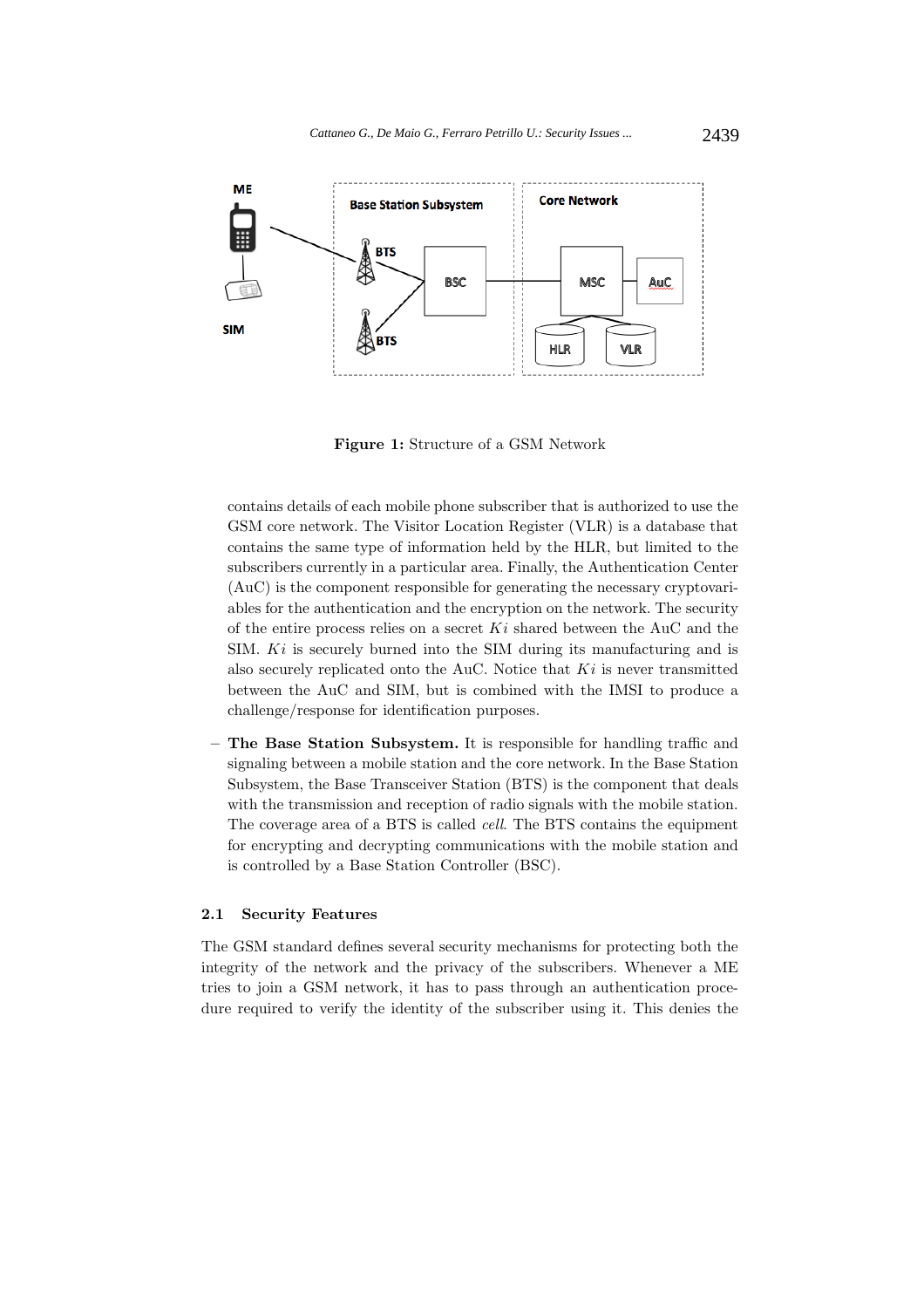**Figure 1:** Structure of a GSM Network

contains details of each mobile phone subscriber that is authorized to use the GSM core network. The Visitor Location Register (VLR) is a database that contains the same type of information held by the HLR, but limited to the subscribers currently in a particular area. Finally, the Authentication Center (AuC) is the component responsible for generating the necessary cryptovariables for the authentication and the encryption on the network. The security of the entire process relies on a secret $Ki$ shared between the AuC and the SIM. $Ki$ is securely burned into the SIM during its manufacturing and is also securely replicated onto the AuC. Notice that $Ki$ is never transmitted between the AuC and SIM, but is combined with the IMSI to produce a challenge/response for identification purposes.

– **The Base Station Subsystem.** It is responsible for handling traffic and signaling between a mobile station and the core network. In the Base Station Subsystem, the Base Transceiver Station (BTS) is the component that deals with the transmission and reception of radio signals with the mobile station. The coverage area of a BTS is called *cell*. The BTS contains the equipment for encrypting and decrypting communications with the mobile station and is controlled by a Base Station Controller (BSC).

### 2.1 Security Features

The GSM standard defines several security mechanisms for protecting both the integrity of the network and the privacy of the subscribers. Whenever a ME tries to join a GSM network, it has to pass through an authentication procedure required to verify the identity of the subscriber using it. This denies the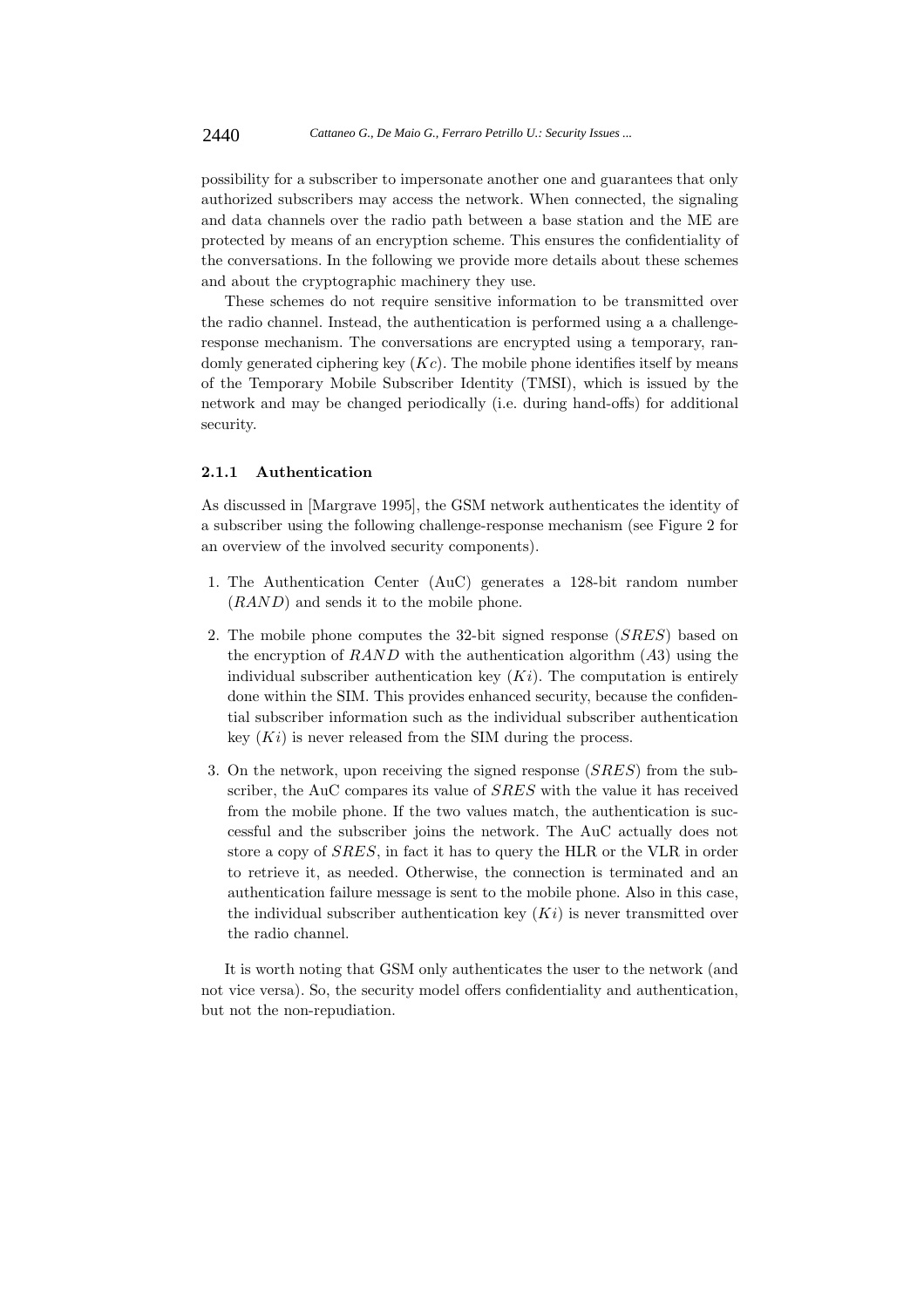possibility for a subscriber to impersonate another one and guarantees that only authorized subscribers may access the network. When connected, the signaling and data channels over the radio path between a base station and the ME are protected by means of an encryption scheme. This ensures the confidentiality of the conversations. In the following we provide more details about these schemes and about the cryptographic machinery they use.

These schemes do not require sensitive information to be transmitted over the radio channel. Instead, the authentication is performed using a a challenge-response mechanism. The conversations are encrypted using a temporary, randomly generated ciphering key ($Kc$). The mobile phone identifies itself by means of the Temporary Mobile Subscriber Identity (TMSI), which is issued by the network and may be changed periodically (i.e. during hand-offs) for additional security.

#### 2.1.1 Authentication

As discussed in [Margrave 1995], the GSM network authenticates the identity of a subscriber using the following challenge-response mechanism (see Figure 2 for an overview of the involved security components).

1. The Authentication Center (AuC) generates a 128-bit random number ($RAND$) and sends it to the mobile phone.

2. The mobile phone computes the 32-bit signed response ($SRES$) based on the encryption of $RAND$ with the authentication algorithm ($A3$) using the individual subscriber authentication key ($Ki$). The computation is entirely done within the SIM. This provides enhanced security, because the confidential subscriber information such as the individual subscriber authentication key ($Ki$) is never released from the SIM during the process.

3. On the network, upon receiving the signed response ($SRES$) from the subscriber, the AuC compares its value of $SRES$ with the value it has received from the mobile phone. If the two values match, the authentication is successful and the subscriber joins the network. The AuC actually does not store a copy of $SRES$, in fact it has to query the HLR or the VLR in order to retrieve it, as needed. Otherwise, the connection is terminated and an authentication failure message is sent to the mobile phone. Also in this case, the individual subscriber authentication key ($Ki$) is never transmitted over the radio channel.

It is worth noting that GSM only authenticates the user to the network (and not vice versa). So, the security model offers confidentiality and authentication, but not the non-repudiation.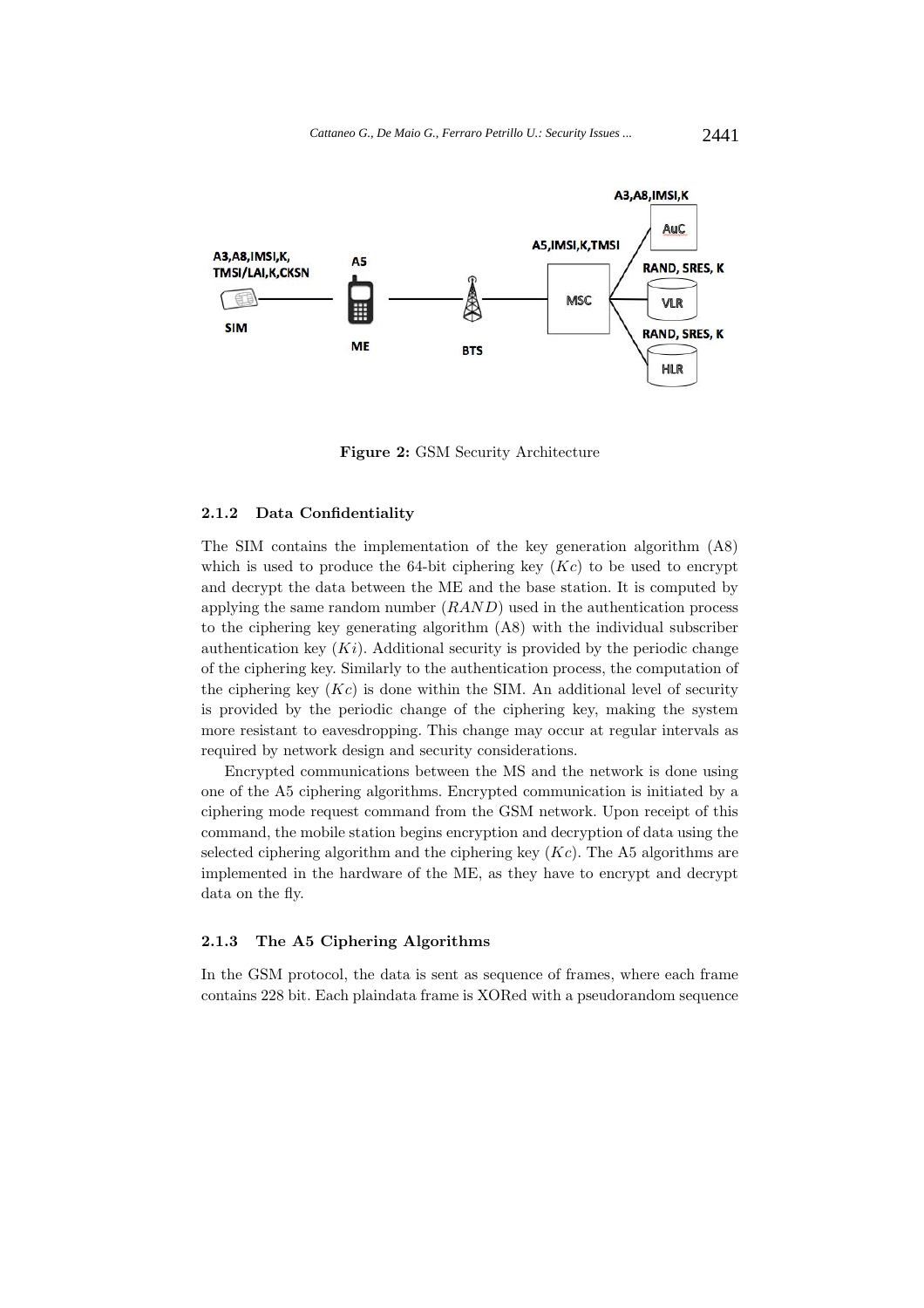Figure 2: GSM Security Architecture

#### 2.1.2 Data Confidentiality

The SIM contains the implementation of the key generation algorithm (A8) which is used to produce the 64-bit ciphering key ($Kc$) to be used to encrypt and decrypt the data between the ME and the base station. It is computed by applying the same random number ($RAND$) used in the authentication process to the ciphering key generating algorithm (A8) with the individual subscriber authentication key ($Ki$). Additional security is provided by the periodic change of the ciphering key. Similarly to the authentication process, the computation of the ciphering key ($Kc$) is done within the SIM. An additional level of security is provided by the periodic change of the ciphering key, making the system more resistant to eavesdropping. This change may occur at regular intervals as required by network design and security considerations.

Encrypted communications between the MS and the network is done using one of the A5 ciphering algorithms. Encrypted communication is initiated by a ciphering mode request command from the GSM network. Upon receipt of this command, the mobile station begins encryption and decryption of data using the selected ciphering algorithm and the ciphering key ($Kc$). The A5 algorithms are implemented in the hardware of the ME, as they have to encrypt and decrypt data on the fly.

#### 2.1.3 The A5 Ciphering Algorithms

In the GSM protocol, the data is sent as sequence of frames, where each frame contains 228 bit. Each plaindata frame is XORed with a pseudorandom sequence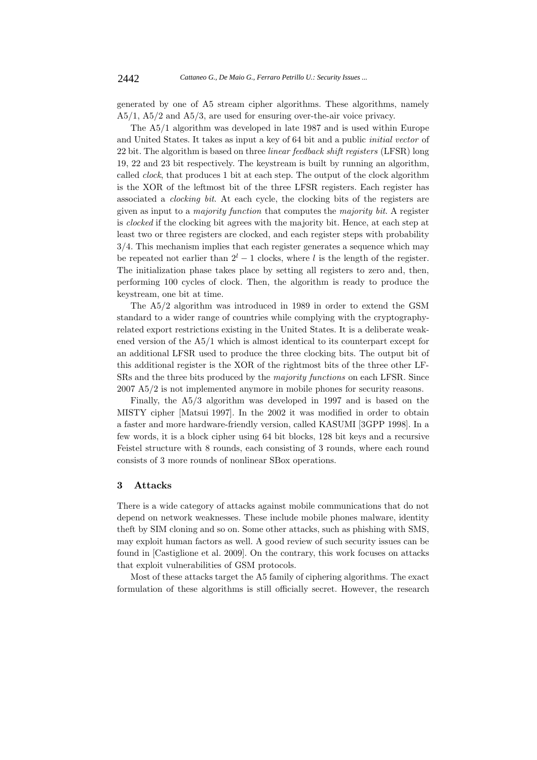generated by one of A5 stream cipher algorithms. These algorithms, namely A5/1, A5/2 and A5/3, are used for ensuring over-the-air voice privacy.

The A5/1 algorithm was developed in late 1987 and is used within Europe and United States. It takes as input a key of 64 bit and a public *initial vector* of 22 bit. The algorithm is based on three *linear feedback shift registers* (LFSR) long 19, 22 and 23 bit respectively. The keystream is built by running an algorithm, called *clock*, that produces 1 bit at each step. The output of the clock algorithm is the XOR of the leftmost bit of the three LFSR registers. Each register has associated a *clocking bit*. At each cycle, the clocking bits of the registers are given as input to a *majority function* that computes the *majority bit*. A register is *clocked* if the clocking bit agrees with the majority bit. Hence, at each step at least two or three registers are clocked, and each register steps with probability 3/4. This mechanism implies that each register generates a sequence which may be repeated not earlier than $2^l - 1$ clocks, where $l$ is the length of the register. The initialization phase takes place by setting all registers to zero and, then, performing 100 cycles of clock. Then, the algorithm is ready to produce the keystream, one bit at time.

The A5/2 algorithm was introduced in 1989 in order to extend the GSM standard to a wider range of countries while complying with the cryptography-related export restrictions existing in the United States. It is a deliberate weakened version of the A5/1 which is almost identical to its counterpart except for an additional LFSR used to produce the three clocking bits. The output bit of this additional register is the XOR of the rightmost bits of the three other LFSRs and the three bits produced by the *majority functions* on each LFSR. Since 2007 A5/2 is not implemented anymore in mobile phones for security reasons.

Finally, the A5/3 algorithm was developed in 1997 and is based on the MISTY cipher [Matsui 1997]. In the 2002 it was modified in order to obtain a faster and more hardware-friendly version, called KASUMI [3GPP 1998]. In a few words, it is a block cipher using 64 bit blocks, 128 bit keys and a recursive Feistel structure with 8 rounds, each consisting of 3 rounds, where each round consists of 3 more rounds of nonlinear SBox operations.

## 3 Attacks

There is a wide category of attacks against mobile communications that do not depend on network weaknesses. These include mobile phones malware, identity theft by SIM cloning and so on. Some other attacks, such as phishing with SMS, may exploit human factors as well. A good review of such security issues can be found in [Castiglione et al. 2009]. On the contrary, this work focuses on attacks that exploit vulnerabilities of GSM protocols.

Most of these attacks target the A5 family of ciphering algorithms. The exact formulation of these algorithms is still officially secret. However, the research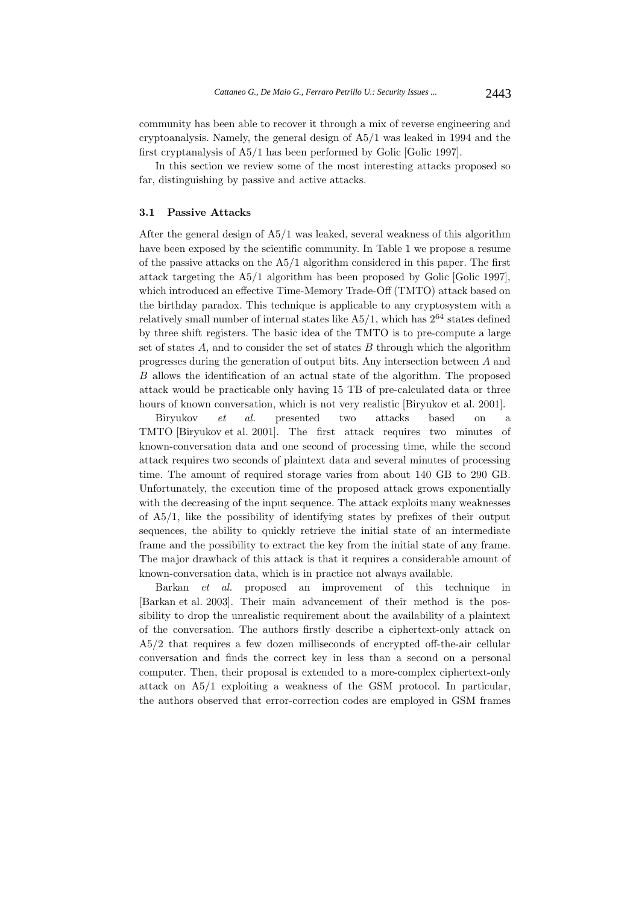community has been able to recover it through a mix of reverse engineering and cryptoanalysis. Namely, the general design of A5/1 was leaked in 1994 and the first cryptanalysis of A5/1 has been performed by Golic [Golic 1997].

In this section we review some of the most interesting attacks proposed so far, distinguishing by passive and active attacks.

### 3.1 Passive Attacks

After the general design of A5/1 was leaked, several weakness of this algorithm have been exposed by the scientific community. In Table 1 we propose a resume of the passive attacks on the A5/1 algorithm considered in this paper. The first attack targeting the A5/1 algorithm has been proposed by Golic [Golic 1997], which introduced an effective Time-Memory Trade-Off (TMTO) attack based on the birthday paradox. This technique is applicable to any cryptosystem with a relatively small number of internal states like A5/1, which has $2^{64}$ states defined by three shift registers. The basic idea of the TMTO is to pre-compute a large set of states $A$, and to consider the set of states $B$ through which the algorithm progresses during the generation of output bits. Any intersection between $A$ and $B$ allows the identification of an actual state of the algorithm. The proposed attack would be practicable only having 15 TB of pre-calculated data or three hours of known conversation, which is not very realistic [Biryukov et al. 2001].

Biryukov *et al.* presented two attacks based on a TMTO [Biryukov et al. 2001]. The first attack requires two minutes of known-conversation data and one second of processing time, while the second attack requires two seconds of plaintext data and several minutes of processing time. The amount of required storage varies from about 140 GB to 290 GB. Unfortunately, the execution time of the proposed attack grows exponentially with the decreasing of the input sequence. The attack exploits many weaknesses of A5/1, like the possibility of identifying states by prefixes of their output sequences, the ability to quickly retrieve the initial state of an intermediate frame and the possibility to extract the key from the initial state of any frame. The major drawback of this attack is that it requires a considerable amount of known-conversation data, which is in practice not always available.

Barkan *et al.* proposed an improvement of this technique in [Barkan et al. 2003]. Their main advancement of their method is the possibility to drop the unrealistic requirement about the availability of a plaintext of the conversation. The authors firstly describe a ciphertext-only attack on A5/2 that requires a few dozen milliseconds of encrypted off-the-air cellular conversation and finds the correct key in less than a second on a personal computer. Then, their proposal is extended to a more-complex ciphertext-only attack on A5/1 exploiting a weakness of the GSM protocol. In particular, the authors observed that error-correction codes are employed in GSM frames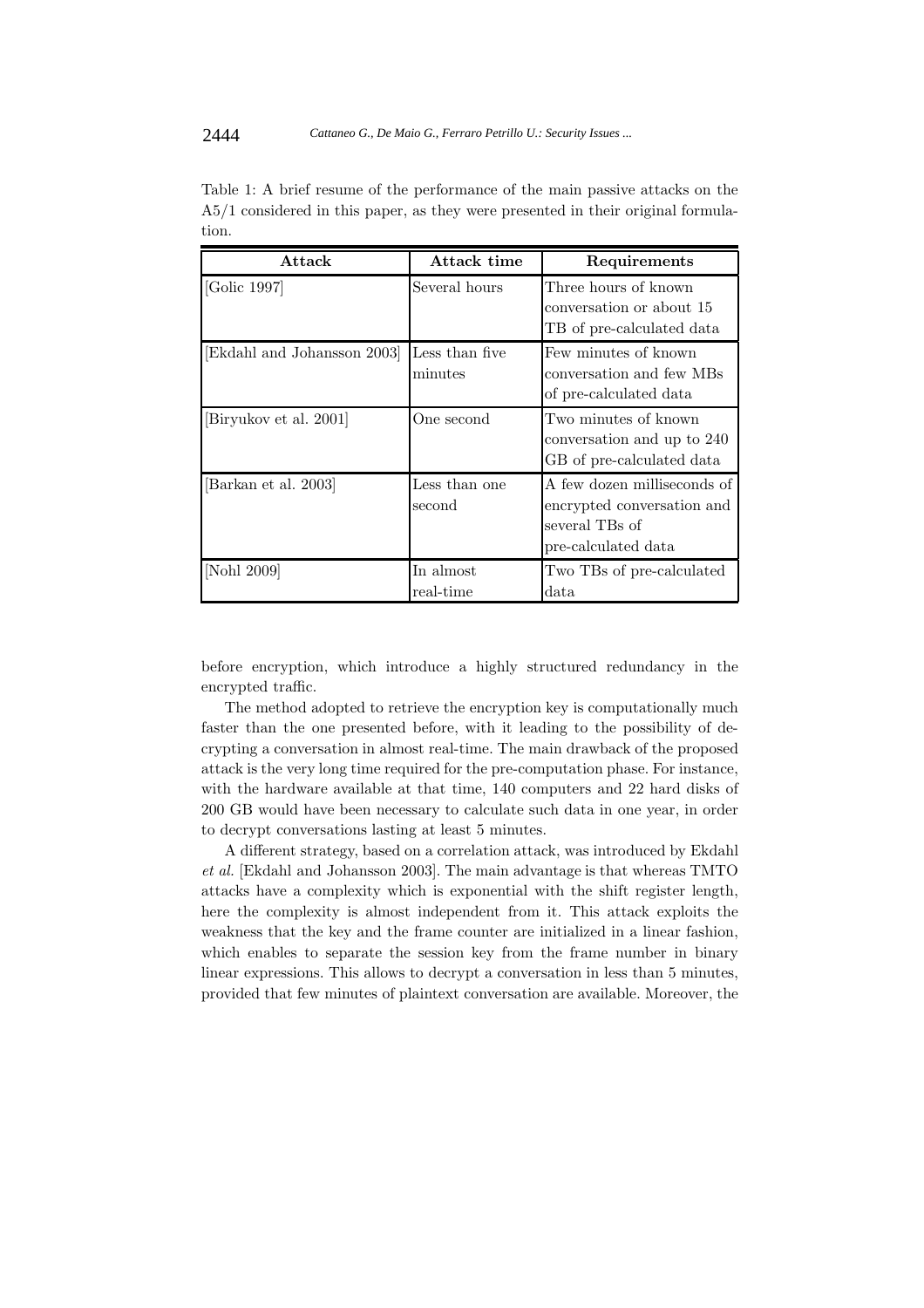Table 1: A brief resume of the performance of the main passive attacks on the A5/1 considered in this paper, as they were presented in their original formulation.

| Attack | Attack time | Requirements |
|---|---|---|
| [Golic 1997] | Several hours | Three hours of known conversation or about 15 TB of pre-calculated data |
| [Ekdahl and Johansson 2003] | Less than five minutes | Few minutes of known conversation and few MBs of pre-calculated data |
| [Biryukov et al. 2001] | One second | Two minutes of known conversation and up to 240 GB of pre-calculated data |
| [Barkan et al. 2003] | Less than one second | A few dozen milliseconds of encrypted conversation and several TBs of pre-calculated data |
| [Nohl 2009] | In almost real-time | Two TBs of pre-calculated data |

before encryption, which introduce a highly structured redundancy in the encrypted traffic.

The method adopted to retrieve the encryption key is computationally much faster than the one presented before, with it leading to the possibility of decrypting a conversation in almost real-time. The main drawback of the proposed attack is the very long time required for the pre-computation phase. For instance, with the hardware available at that time, 140 computers and 22 hard disks of 200 GB would have been necessary to calculate such data in one year, in order to decrypt conversations lasting at least 5 minutes.

A different strategy, based on a correlation attack, was introduced by Ekdahl *et al.* [Ekdahl and Johansson 2003]. The main advantage is that whereas TMTO attacks have a complexity which is exponential with the shift register length, here the complexity is almost independent from it. This attack exploits the weakness that the key and the frame counter are initialized in a linear fashion, which enables to separate the session key from the frame number in binary linear expressions. This allows to decrypt a conversation in less than 5 minutes, provided that few minutes of plaintext conversation are available. Moreover, the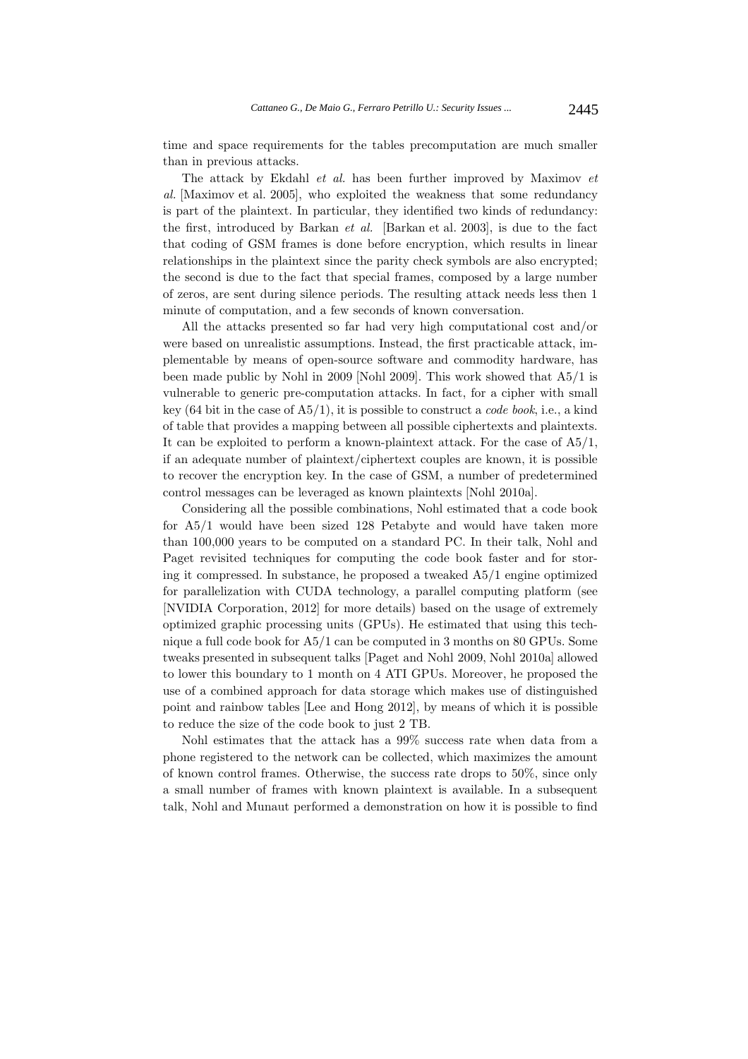time and space requirements for the tables precomputation are much smaller than in previous attacks.

The attack by Ekdahl *et al.* has been further improved by Maximov *et al.* [Maximov et al. 2005], who exploited the weakness that some redundancy is part of the plaintext. In particular, they identified two kinds of redundancy: the first, introduced by Barkan *et al.* [Barkan et al. 2003], is due to the fact that coding of GSM frames is done before encryption, which results in linear relationships in the plaintext since the parity check symbols are also encrypted; the second is due to the fact that special frames, composed by a large number of zeros, are sent during silence periods. The resulting attack needs less then 1 minute of computation, and a few seconds of known conversation.

All the attacks presented so far had very high computational cost and/or were based on unrealistic assumptions. Instead, the first practicable attack, implementable by means of open-source software and commodity hardware, has been made public by Nohl in 2009 [Nohl 2009]. This work showed that A5/1 is vulnerable to generic pre-computation attacks. In fact, for a cipher with small key (64 bit in the case of A5/1), it is possible to construct a *code book*, i.e., a kind of table that provides a mapping between all possible ciphertexts and plaintexts. It can be exploited to perform a known-plaintext attack. For the case of A5/1, if an adequate number of plaintext/ciphertext couples are known, it is possible to recover the encryption key. In the case of GSM, a number of predetermined control messages can be leveraged as known plaintexts [Nohl 2010a].

Considering all the possible combinations, Nohl estimated that a code book for A5/1 would have been sized 128 Petabyte and would have taken more than 100,000 years to be computed on a standard PC. In their talk, Nohl and Paget revisited techniques for computing the code book faster and for storing it compressed. In substance, he proposed a tweaked A5/1 engine optimized for parallelization with CUDA technology, a parallel computing platform (see [NVIDIA Corporation, 2012] for more details) based on the usage of extremely optimized graphic processing units (GPUs). He estimated that using this technique a full code book for A5/1 can be computed in 3 months on 80 GPUs. Some tweaks presented in subsequent talks [Paget and Nohl 2009, Nohl 2010a] allowed to lower this boundary to 1 month on 4 ATI GPUs. Moreover, he proposed the use of a combined approach for data storage which makes use of distinguished point and rainbow tables [Lee and Hong 2012], by means of which it is possible to reduce the size of the code book to just 2 TB.

Nohl estimates that the attack has a 99% success rate when data from a phone registered to the network can be collected, which maximizes the amount of known control frames. Otherwise, the success rate drops to 50%, since only a small number of frames with known plaintext is available. In a subsequent talk, Nohl and Munaut performed a demonstration on how it is possible to find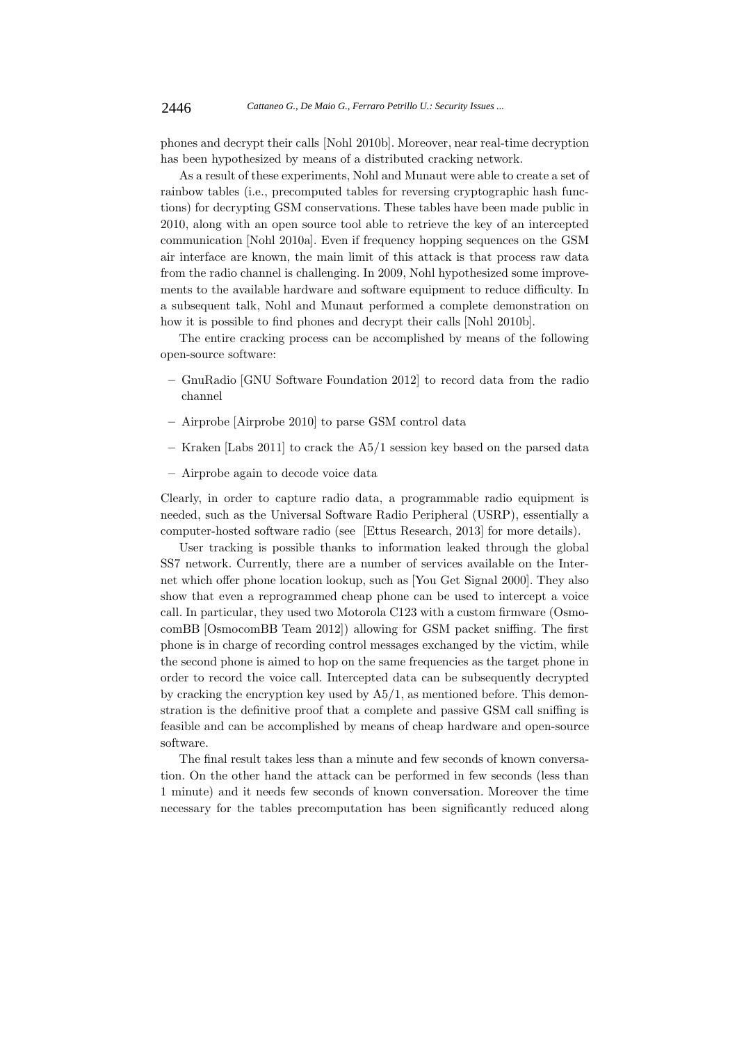phones and decrypt their calls [Nohl 2010b]. Moreover, near real-time decryption has been hypothesized by means of a distributed cracking network.

As a result of these experiments, Nohl and Munaut were able to create a set of rainbow tables (i.e., precomputed tables for reversing cryptographic hash functions) for decrypting GSM conservations. These tables have been made public in 2010, along with an open source tool able to retrieve the key of an intercepted communication [Nohl 2010a]. Even if frequency hopping sequences on the GSM air interface are known, the main limit of this attack is that process raw data from the radio channel is challenging. In 2009, Nohl hypothesized some improvements to the available hardware and software equipment to reduce difficulty. In a subsequent talk, Nohl and Munaut performed a complete demonstration on how it is possible to find phones and decrypt their calls [Nohl 2010b].

The entire cracking process can be accomplished by means of the following open-source software:

- GnuRadio [GNU Software Foundation 2012] to record data from the radio channel
- Airprobe [Airprobe 2010] to parse GSM control data
- Kraken [Labs 2011] to crack the A5/1 session key based on the parsed data
- Airprobe again to decode voice data

Clearly, in order to capture radio data, a programmable radio equipment is needed, such as the Universal Software Radio Peripheral (USRP), essentially a computer-hosted software radio (see [Ettus Research, 2013] for more details).

User tracking is possible thanks to information leaked through the global SS7 network. Currently, there are a number of services available on the Internet which offer phone location lookup, such as [You Get Signal 2000]. They also show that even a reprogrammed cheap phone can be used to intercept a voice call. In particular, they used two Motorola C123 with a custom firmware (OsmocomBB [OsmocomBB Team 2012]) allowing for GSM packet sniffing. The first phone is in charge of recording control messages exchanged by the victim, while the second phone is aimed to hop on the same frequencies as the target phone in order to record the voice call. Intercepted data can be subsequently decrypted by cracking the encryption key used by A5/1, as mentioned before. This demonstration is the definitive proof that a complete and passive GSM call sniffing is feasible and can be accomplished by means of cheap hardware and open-source software.

The final result takes less than a minute and few seconds of known conversation. On the other hand the attack can be performed in few seconds (less than 1 minute) and it needs few seconds of known conversation. Moreover the time necessary for the tables precomputation has been significantly reduced along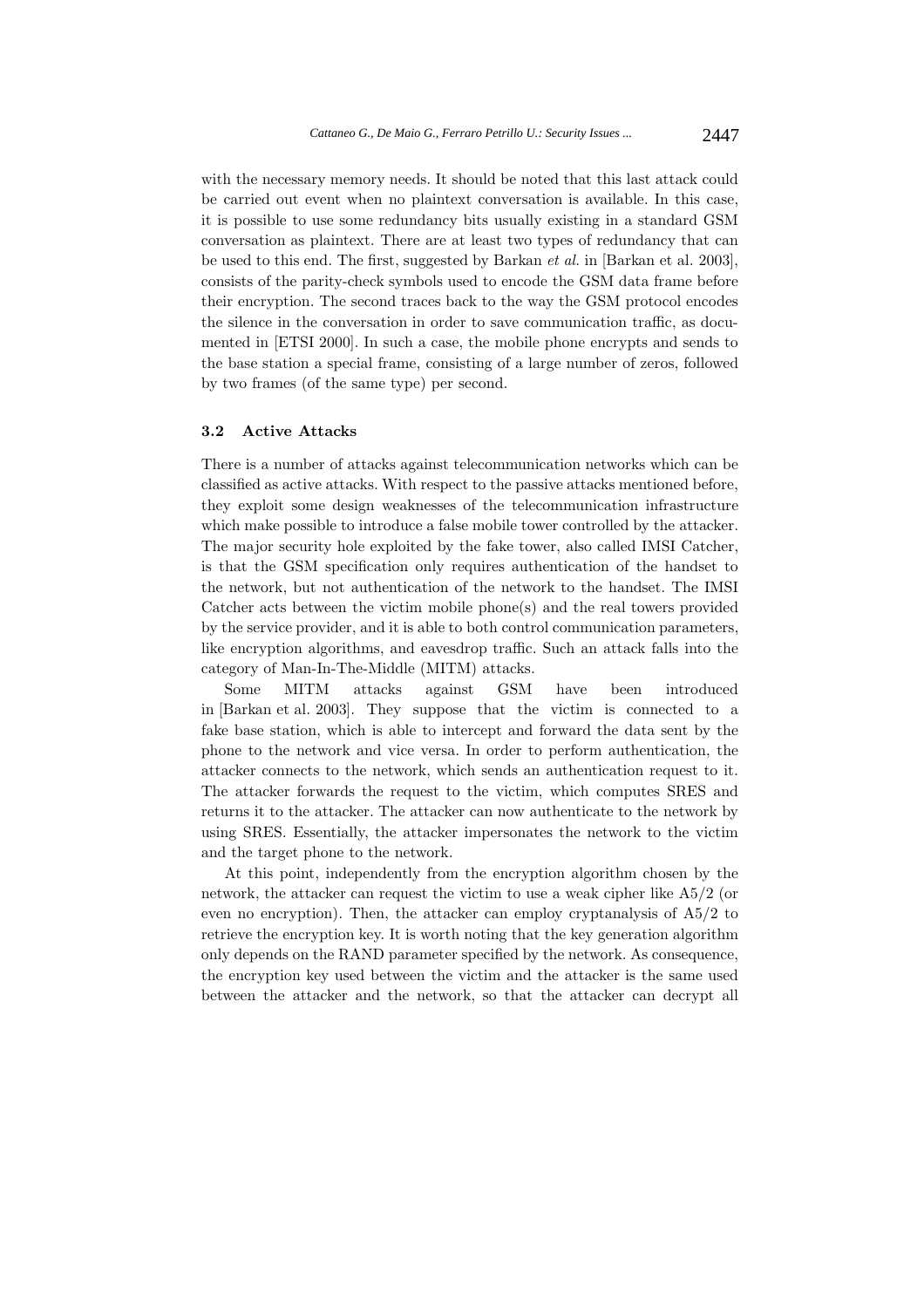with the necessary memory needs. It should be noted that this last attack could be carried out event when no plaintext conversation is available. In this case, it is possible to use some redundancy bits usually existing in a standard GSM conversation as plaintext. There are at least two types of redundancy that can be used to this end. The first, suggested by Barkan *et al.* in [Barkan et al. 2003], consists of the parity-check symbols used to encode the GSM data frame before their encryption. The second traces back to the way the GSM protocol encodes the silence in the conversation in order to save communication traffic, as documented in [ETSI 2000]. In such a case, the mobile phone encrypts and sends to the base station a special frame, consisting of a large number of zeros, followed by two frames (of the same type) per second.

### 3.2 Active Attacks

There is a number of attacks against telecommunication networks which can be classified as active attacks. With respect to the passive attacks mentioned before, they exploit some design weaknesses of the telecommunication infrastructure which make possible to introduce a false mobile tower controlled by the attacker. The major security hole exploited by the fake tower, also called IMSI Catcher, is that the GSM specification only requires authentication of the handset to the network, but not authentication of the network to the handset. The IMSI Catcher acts between the victim mobile phone(s) and the real towers provided by the service provider, and it is able to both control communication parameters, like encryption algorithms, and eavesdrop traffic. Such an attack falls into the category of Man-In-The-Middle (MITM) attacks.

Some MITM attacks against GSM have been introduced in [Barkan et al. 2003]. They suppose that the victim is connected to a fake base station, which is able to intercept and forward the data sent by the phone to the network and vice versa. In order to perform authentication, the attacker connects to the network, which sends an authentication request to it. The attacker forwards the request to the victim, which computes SRES and returns it to the attacker. The attacker can now authenticate to the network by using SRES. Essentially, the attacker impersonates the network to the victim and the target phone to the network.

At this point, independently from the encryption algorithm chosen by the network, the attacker can request the victim to use a weak cipher like A5/2 (or even no encryption). Then, the attacker can employ cryptanalysis of A5/2 to retrieve the encryption key. It is worth noting that the key generation algorithm only depends on the RAND parameter specified by the network. As consequence, the encryption key used between the victim and the attacker is the same used between the attacker and the network, so that the attacker can decrypt all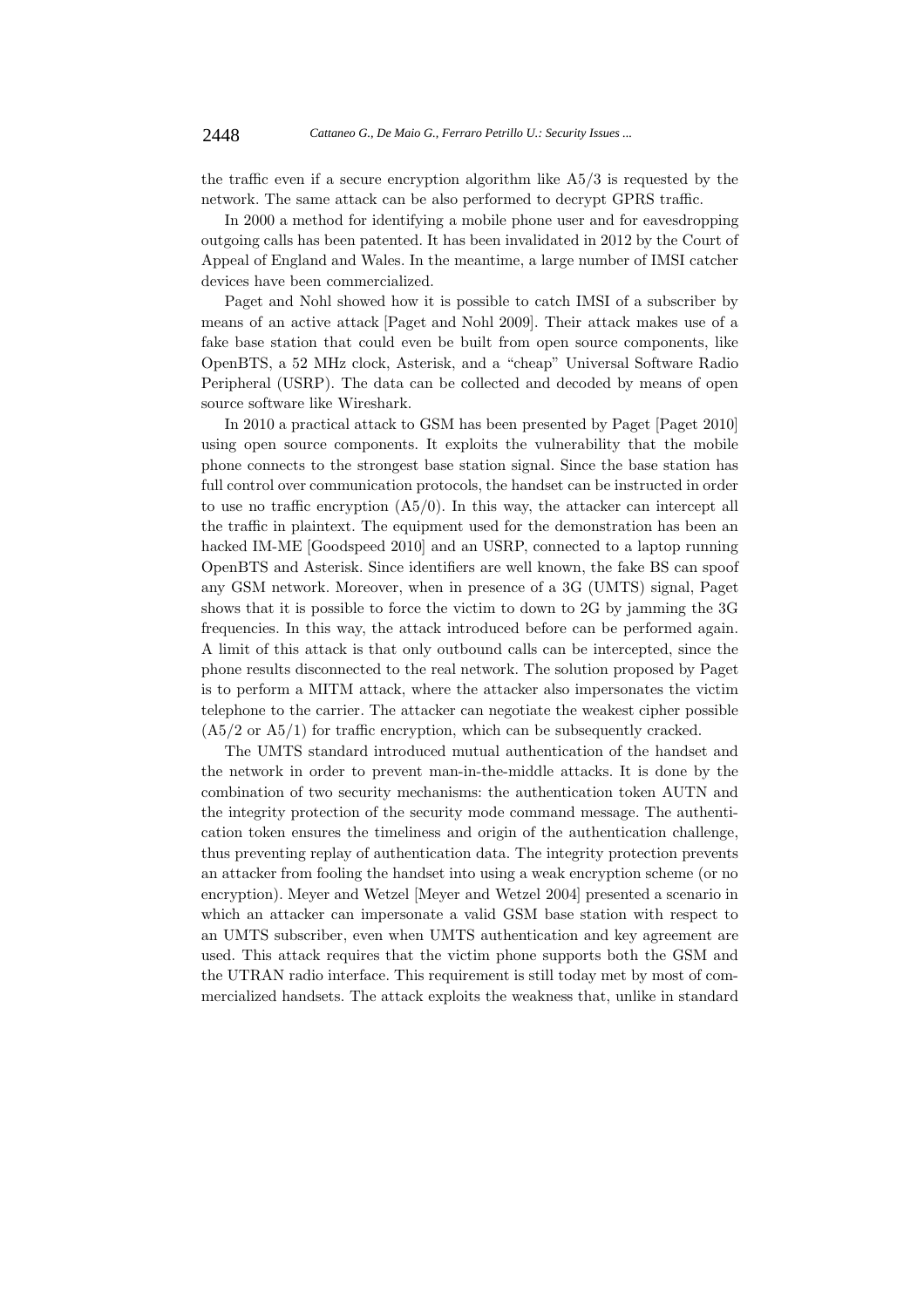the traffic even if a secure encryption algorithm like A5/3 is requested by the network. The same attack can be also performed to decrypt GPRS traffic.

In 2000 a method for identifying a mobile phone user and for eavesdropping outgoing calls has been patented. It has been invalidated in 2012 by the Court of Appeal of England and Wales. In the meantime, a large number of IMSI catcher devices have been commercialized.

Paget and Nohl showed how it is possible to catch IMSI of a subscriber by means of an active attack [Paget and Nohl 2009]. Their attack makes use of a fake base station that could even be built from open source components, like OpenBTS, a 52 MHz clock, Asterisk, and a "cheap" Universal Software Radio Peripheral (USRP). The data can be collected and decoded by means of open source software like Wireshark.

In 2010 a practical attack to GSM has been presented by Paget [Paget 2010] using open source components. It exploits the vulnerability that the mobile phone connects to the strongest base station signal. Since the base station has full control over communication protocols, the handset can be instructed in order to use no traffic encryption (A5/0). In this way, the attacker can intercept all the traffic in plaintext. The equipment used for the demonstration has been an hacked IM-ME [Goodspeed 2010] and an USRP, connected to a laptop running OpenBTS and Asterisk. Since identifiers are well known, the fake BS can spoof any GSM network. Moreover, when in presence of a 3G (UMTS) signal, Paget shows that it is possible to force the victim to down to 2G by jamming the 3G frequencies. In this way, the attack introduced before can be performed again. A limit of this attack is that only outbound calls can be intercepted, since the phone results disconnected to the real network. The solution proposed by Paget is to perform a MITM attack, where the attacker also impersonates the victim telephone to the carrier. The attacker can negotiate the weakest cipher possible (A5/2 or A5/1) for traffic encryption, which can be subsequently cracked.

The UMTS standard introduced mutual authentication of the handset and the network in order to prevent man-in-the-middle attacks. It is done by the combination of two security mechanisms: the authentication token AUTN and the integrity protection of the security mode command message. The authentication token ensures the timeliness and origin of the authentication challenge, thus preventing replay of authentication data. The integrity protection prevents an attacker from fooling the handset into using a weak encryption scheme (or no encryption). Meyer and Wetzel [Meyer and Wetzel 2004] presented a scenario in which an attacker can impersonate a valid GSM base station with respect to an UMTS subscriber, even when UMTS authentication and key agreement are used. This attack requires that the victim phone supports both the GSM and the UTRAN radio interface. This requirement is still today met by most of commercialized handsets. The attack exploits the weakness that, unlike in standard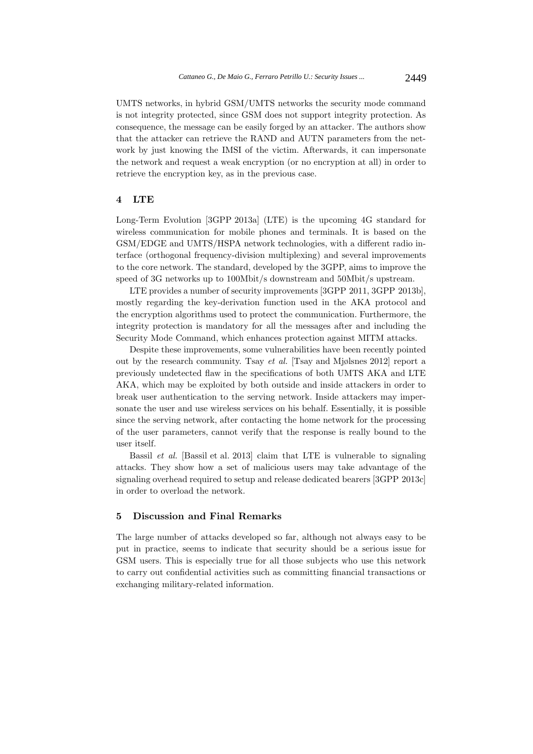UMTS networks, in hybrid GSM/UMTS networks the security mode command is not integrity protected, since GSM does not support integrity protection. As consequence, the message can be easily forged by an attacker. The authors show that the attacker can retrieve the RAND and AUTN parameters from the network by just knowing the IMSI of the victim. Afterwards, it can impersonate the network and request a weak encryption (or no encryption at all) in order to retrieve the encryption key, as in the previous case.

## 4 LTE

Long-Term Evolution [3GPP 2013a] (LTE) is the upcoming 4G standard for wireless communication for mobile phones and terminals. It is based on the GSM/EDGE and UMTS/HSPA network technologies, with a different radio interface (orthogonal frequency-division multiplexing) and several improvements to the core network. The standard, developed by the 3GPP, aims to improve the speed of 3G networks up to 100Mbit/s downstream and 50Mbit/s upstream.

LTE provides a number of security improvements [3GPP 2011, 3GPP 2013b], mostly regarding the key-derivation function used in the AKA protocol and the encryption algorithms used to protect the communication. Furthermore, the integrity protection is mandatory for all the messages after and including the Security Mode Command, which enhances protection against MITM attacks.

Despite these improvements, some vulnerabilities have been recently pointed out by the research community. Tsay *et al.* [Tsay and Mjølsnes 2012] report a previously undetected flaw in the specifications of both UMTS AKA and LTE AKA, which may be exploited by both outside and inside attackers in order to break user authentication to the serving network. Inside attackers may impersonate the user and use wireless services on his behalf. Essentially, it is possible since the serving network, after contacting the home network for the processing of the user parameters, cannot verify that the response is really bound to the user itself.

Bassil *et al.* [Bassil et al. 2013] claim that LTE is vulnerable to signaling attacks. They show how a set of malicious users may take advantage of the signaling overhead required to setup and release dedicated bearers [3GPP 2013c] in order to overload the network.

## 5 Discussion and Final Remarks

The large number of attacks developed so far, although not always easy to be put in practice, seems to indicate that security should be a serious issue for GSM users. This is especially true for all those subjects who use this network to carry out confidential activities such as committing financial transactions or exchanging military-related information.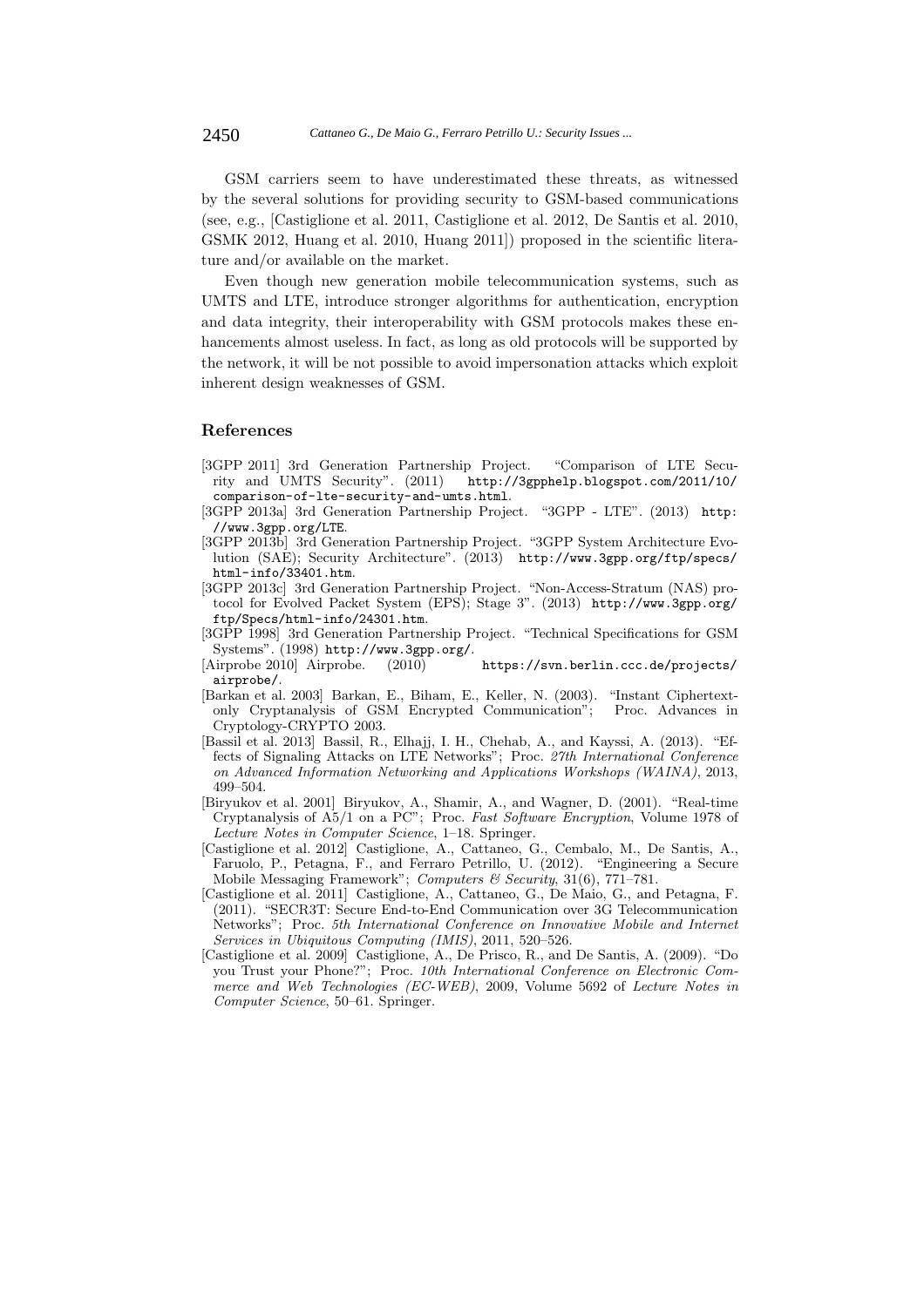GSM carriers seem to have underestimated these threats, as witnessed by the several solutions for providing security to GSM-based communications (see, e.g., [Castiglione et al. 2011, Castiglione et al. 2012, De Santis et al. 2010, GSMK 2012, Huang et al. 2010, Huang 2011]) proposed in the scientific literature and/or available on the market.

Even though new generation mobile telecommunication systems, such as UMTS and LTE, introduce stronger algorithms for authentication, encryption and data integrity, their interoperability with GSM protocols makes these enhancements almost useless. In fact, as long as old protocols will be supported by the network, it will be not possible to avoid impersonation attacks which exploit inherent design weaknesses of GSM.

## References

[3GPP 2011] 3rd Generation Partnership Project. "Comparison of LTE Security and UMTS Security". (2011) `http://3gpphelp.blogspot.com/2011/10/comparison-of-lte-security-and-umts.html`.

[3GPP 2013a] 3rd Generation Partnership Project. "3GPP - LTE". (2013) `http://www.3gpp.org/LTE`.

[3GPP 2013b] 3rd Generation Partnership Project. "3GPP System Architecture Evolution (SAE); Security Architecture". (2013) `http://www.3gpp.org/ftp/specs/html-info/33401.htm`.

[3GPP 2013c] 3rd Generation Partnership Project. "Non-Access-Stratum (NAS) protocol for Evolved Packet System (EPS); Stage 3". (2013) `http://www.3gpp.org/ftp/Specs/html-info/24301.htm`.

[3GPP 1998] 3rd Generation Partnership Project. "Technical Specifications for GSM Systems". (1998) `http://www.3gpp.org/`.

[Airprobe 2010] Airprobe. (2010) `https://svn.berlin.ccc.de/projects/airprobe/`.

[Barkan et al. 2003] Barkan, E., Biham, E., Keller, N. (2003). "Instant Ciphertext-only Cryptanalysis of GSM Encrypted Communication"; Proc. Advances in Cryptology-CRYPTO 2003.

[Bassil et al. 2013] Bassil, R., Elhajj, I. H., Chehab, A., and Kayssi, A. (2013). "Effects of Signaling Attacks on LTE Networks"; Proc. *27th International Conference on Advanced Information Networking and Applications Workshops (WAINA)*, 2013, 499–504.

[Biryukov et al. 2001] Biryukov, A., Shamir, A., and Wagner, D. (2001). "Real-time Cryptanalysis of A5/1 on a PC"; Proc. *Fast Software Encryption*, Volume 1978 of *Lecture Notes in Computer Science*, 1–18. Springer.

[Castiglione et al. 2012] Castiglione, A., Cattaneo, G., Cembalo, M., De Santis, A., Faruolo, P., Petagna, F., and Ferraro Petrillo, U. (2012). "Engineering a Secure Mobile Messaging Framework"; *Computers & Security*, 31(6), 771–781.

[Castiglione et al. 2011] Castiglione, A., Cattaneo, G., De Maio, G., and Petagna, F. (2011). "SECR3T: Secure End-to-End Communication over 3G Telecommunication Networks"; Proc. *5th International Conference on Innovative Mobile and Internet Services in Ubiquitous Computing (IMIS)*, 2011, 520–526.

[Castiglione et al. 2009] Castiglione, A., De Prisco, R., and De Santis, A. (2009). "Do you Trust your Phone?"; Proc. *10th International Conference on Electronic Commerce and Web Technologies (EC-WEB)*, 2009, Volume 5692 of *Lecture Notes in Computer Science*, 50–61. Springer.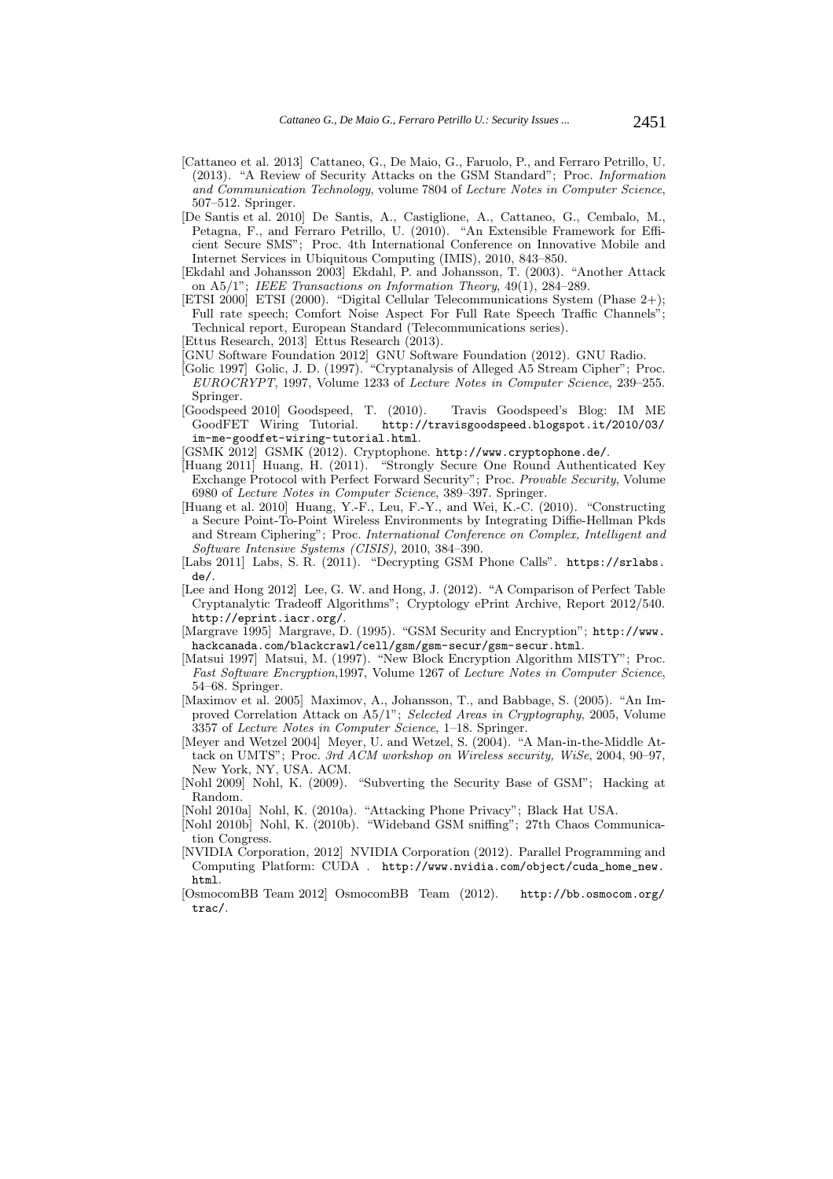[Cattaneo et al. 2013] Cattaneo, G., De Maio, G., Faruolo, P., and Ferraro Petrillo, U. (2013). "A Review of Security Attacks on the GSM Standard"; Proc. *Information and Communication Technology*, volume 7804 of *Lecture Notes in Computer Science*, 507–512. Springer.

[De Santis et al. 2010] De Santis, A., Castiglione, A., Cattaneo, G., Cembalo, M., Petagna, F., and Ferraro Petrillo, U. (2010). "An Extensible Framework for Efficient Secure SMS"; Proc. 4th International Conference on Innovative Mobile and Internet Services in Ubiquitous Computing (IMIS), 2010, 843–850.

[Ekdahl and Johansson 2003] Ekdahl, P. and Johansson, T. (2003). "Another Attack on A5/1"; *IEEE Transactions on Information Theory*, 49(1), 284–289.

[ETSI 2000] ETSI (2000). "Digital Cellular Telecommunications System (Phase 2+); Full rate speech; Comfort Noise Aspect For Full Rate Speech Traffic Channels"; Technical report, European Standard (Telecommunications series).

[Ettus Research, 2013] Ettus Research (2013).

[GNU Software Foundation 2012] GNU Software Foundation (2012). GNU Radio.

[Golic 1997] Golic, J. D. (1997). "Cryptanalysis of Alleged A5 Stream Cipher"; Proc. *EUROCRYPT*, 1997, Volume 1233 of *Lecture Notes in Computer Science*, 239–255. Springer.

[Goodspeed 2010] Goodspeed, T. (2010). Travis Goodspeed's Blog: IM ME GoodFET Wiring Tutorial. `http://travisgoodspeed.blogspot.it/2010/03/im-me-goodfet-wiring-tutorial.html`.

[GSMK 2012] GSMK (2012). Cryptophone. `http://www.cryptophone.de/`.

[Huang 2011] Huang, H. (2011). "Strongly Secure One Round Authenticated Key Exchange Protocol with Perfect Forward Security"; Proc. *Provable Security*, Volume 6980 of *Lecture Notes in Computer Science*, 389–397. Springer.

[Huang et al. 2010] Huang, Y.-F., Leu, F.-Y., and Wei, K.-C. (2010). "Constructing a Secure Point-To-Point Wireless Environments by Integrating Diffie-Hellman Pkds and Stream Ciphering"; Proc. *International Conference on Complex, Intelligent and Software Intensive Systems (CISIS)*, 2010, 384–390.

[Labs 2011] Labs, S. R. (2011). "Decrypting GSM Phone Calls". `https://srlabs.de/`.

[Lee and Hong 2012] Lee, G. W. and Hong, J. (2012). "A Comparison of Perfect Table Cryptanalytic Tradeoff Algorithms"; Cryptology ePrint Archive, Report 2012/540. `http://eprint.iacr.org/`.

[Margrave 1995] Margrave, D. (1995). "GSM Security and Encryption"; `http://www.hackcanada.com/blackcrawl/cell/gsm/gsm-secur/gsm-secur.html`.

[Matsui 1997] Matsui, M. (1997). "New Block Encryption Algorithm MISTY"; Proc. *Fast Software Encryption*,1997, Volume 1267 of *Lecture Notes in Computer Science*, 54–68. Springer.

[Maximov et al. 2005] Maximov, A., Johansson, T., and Babbage, S. (2005). "An Improved Correlation Attack on A5/1"; *Selected Areas in Cryptography*, 2005, Volume 3357 of *Lecture Notes in Computer Science*, 1–18. Springer.

[Meyer and Wetzel 2004] Meyer, U. and Wetzel, S. (2004). "A Man-in-the-Middle Attack on UMTS"; Proc. *3rd ACM workshop on Wireless security, WiSe*, 2004, 90–97, New York, NY, USA. ACM.

[Nohl 2009] Nohl, K. (2009). "Subverting the Security Base of GSM"; Hacking at Random.

[Nohl 2010a] Nohl, K. (2010a). "Attacking Phone Privacy"; Black Hat USA.

[Nohl 2010b] Nohl, K. (2010b). "Wideband GSM sniffing"; 27th Chaos Communication Congress.

[NVIDIA Corporation, 2012] NVIDIA Corporation (2012). Parallel Programming and Computing Platform: CUDA . `http://www.nvidia.com/object/cuda_home_new.html`.

[OsmocomBB Team 2012] OsmocomBB Team (2012). `http://bb.osmocom.org/trac/`.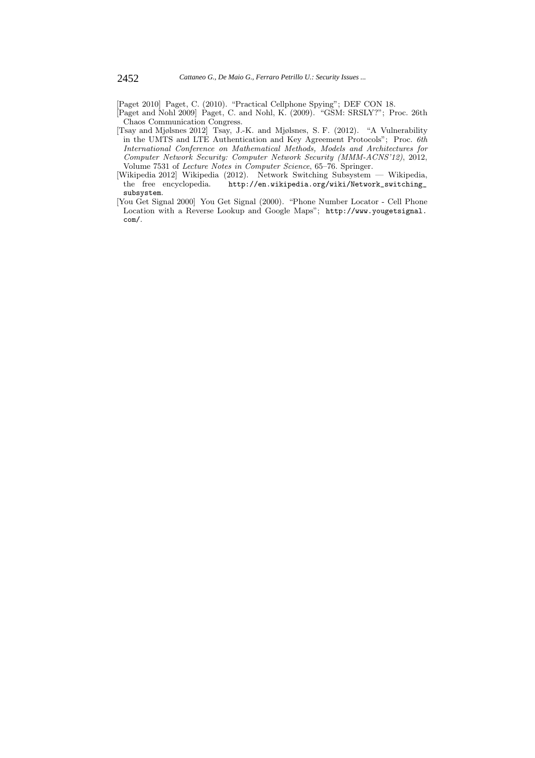[Paget 2010] Paget, C. (2010). "Practical Cellphone Spying"; DEF CON 18.

[Paget and Nohl 2009] Paget, C. and Nohl, K. (2009). "GSM: SRSLY?"; Proc. 26th Chaos Communication Congress.

[Tsay and Mjølsnes 2012] Tsay, J.-K. and Mjølsnes, S. F. (2012). "A Vulnerability in the UMTS and LTE Authentication and Key Agreement Protocols"; Proc. *6th International Conference on Mathematical Methods, Models and Architectures for Computer Network Security: Computer Network Security (MMM-ACNS'12)*, 2012, Volume 7531 of *Lecture Notes in Computer Science*, 65–76. Springer.

[Wikipedia 2012] Wikipedia (2012). Network Switching Subsystem — Wikipedia, the free encyclopedia. `http://en.wikipedia.org/wiki/Network_switching_subsystem`.

[You Get Signal 2000] You Get Signal (2000). "Phone Number Locator - Cell Phone Location with a Reverse Lookup and Google Maps"; `http://www.yougetsignal.com/`.